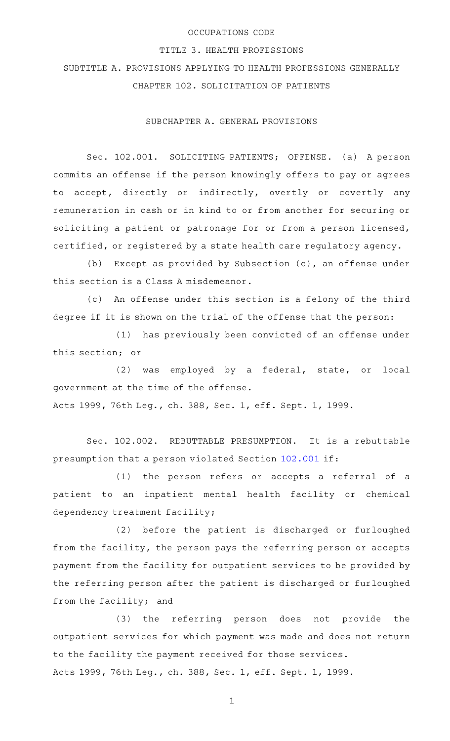# OCCUPATIONS CODE

## TITLE 3. HEALTH PROFESSIONS

## SUBTITLE A. PROVISIONS APPLYING TO HEALTH PROFESSIONS GENERALLY

## CHAPTER 102. SOLICITATION OF PATIENTS

### SUBCHAPTER A. GENERAL PROVISIONS

Sec. 102.001. SOLICITING PATIENTS; OFFENSE. (a) A person commits an offense if the person knowingly offers to pay or agrees to accept, directly or indirectly, overtly or covertly any remuneration in cash or in kind to or from another for securing or soliciting a patient or patronage for or from a person licensed, certified, or registered by a state health care regulatory agency.

(b) Except as provided by Subsection (c), an offense under this section is a Class A misdemeanor.

(c) An offense under this section is a felony of the third degree if it is shown on the trial of the offense that the person:

(1) has previously been convicted of an offense under this section; or

(2) was employed by a federal, state, or local government at the time of the offense.

Acts 1999, 76th Leg., ch. 388, Sec. 1, eff. Sept. 1, 1999.

Sec. 102.002. REBUTTABLE PRESUMPTION. It is a rebuttable presumption that a person violated Section 102.001 if:

(1) the person refers or accepts a referral of a patient to an inpatient mental health facility or chemical dependency treatment facility;

(2) before the patient is discharged or furloughed from the facility, the person pays the referring person or accepts payment from the facility for outpatient services to be provided by the referring person after the patient is discharged or furloughed from the facility; and

(3) the referring person does not provide the outpatient services for which payment was made and does not return to the facility the payment received for those services.

Acts 1999, 76th Leg., ch. 388, Sec. 1, eff. Sept. 1, 1999.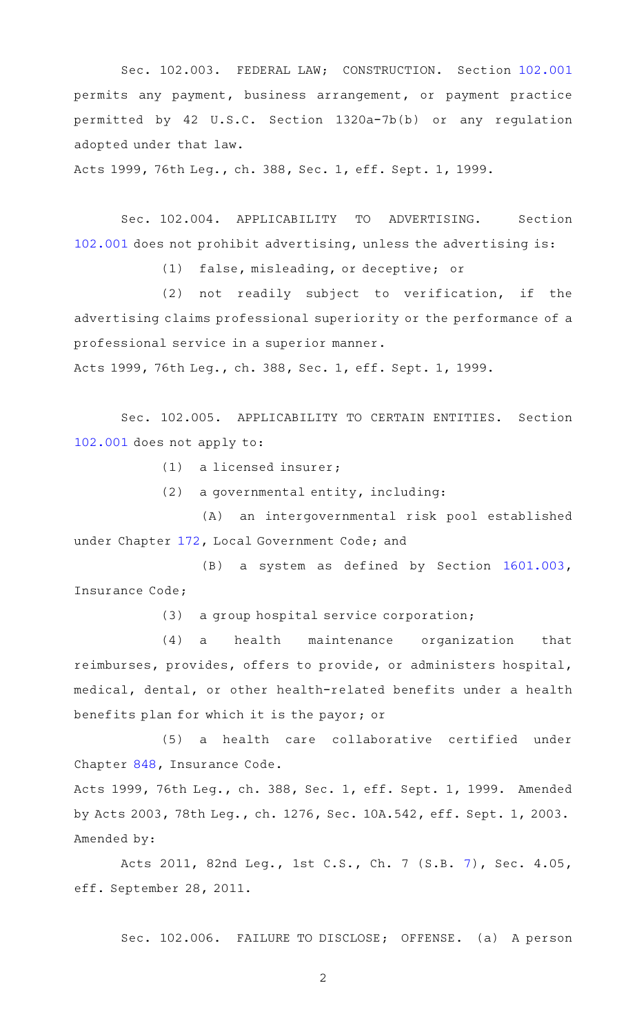Sec. 102.003. FEDERAL LAW; CONSTRUCTION. Section 102.001 permits any payment, business arrangement, or payment practice permitted by 42 U.S.C. Section 1320a-7b(b) or any regulation adopted under that law.

Acts 1999, 76th Leg., ch. 388, Sec. 1, eff. Sept. 1, 1999.

Sec. 102.004. APPLICABILITY TO ADVERTISING. Section 102.001 does not prohibit advertising, unless the advertising is:

(1) false, misleading, or deceptive; or

(2) not readily subject to verification, if the advertising claims professional superiority or the performance of a professional service in a superior manner.

Acts 1999, 76th Leg., ch. 388, Sec. 1, eff. Sept. 1, 1999.

Sec. 102.005. APPLICABILITY TO CERTAIN ENTITIES. Section 102.001 does not apply to:

(1) a licensed insurer;

(2) a governmental entity, including:

(A) an intergovernmental risk pool established under Chapter 172, Local Government Code; and

(B) a system as defined by Section 1601.003, Insurance Code;

(3) a group hospital service corporation;

(4) a health maintenance organization that reimburses, provides, offers to provide, or administers hospital, medical, dental, or other health-related benefits under a health benefits plan for which it is the payor; or

(5) a health care collaborative certified under Chapter 848, Insurance Code.

Acts 1999, 76th Leg., ch. 388, Sec. 1, eff. Sept. 1, 1999. Amended by Acts 2003, 78th Leg., ch. 1276, Sec. 10A.542, eff. Sept. 1, 2003.

Amended by:

Acts 2011, 82nd Leg., 1st C.S., Ch. 7 (S.B. 7), Sec. 4.05, eff. September 28, 2011.

Sec. 102.006. FAILURE TO DISCLOSE; OFFENSE. (a) A person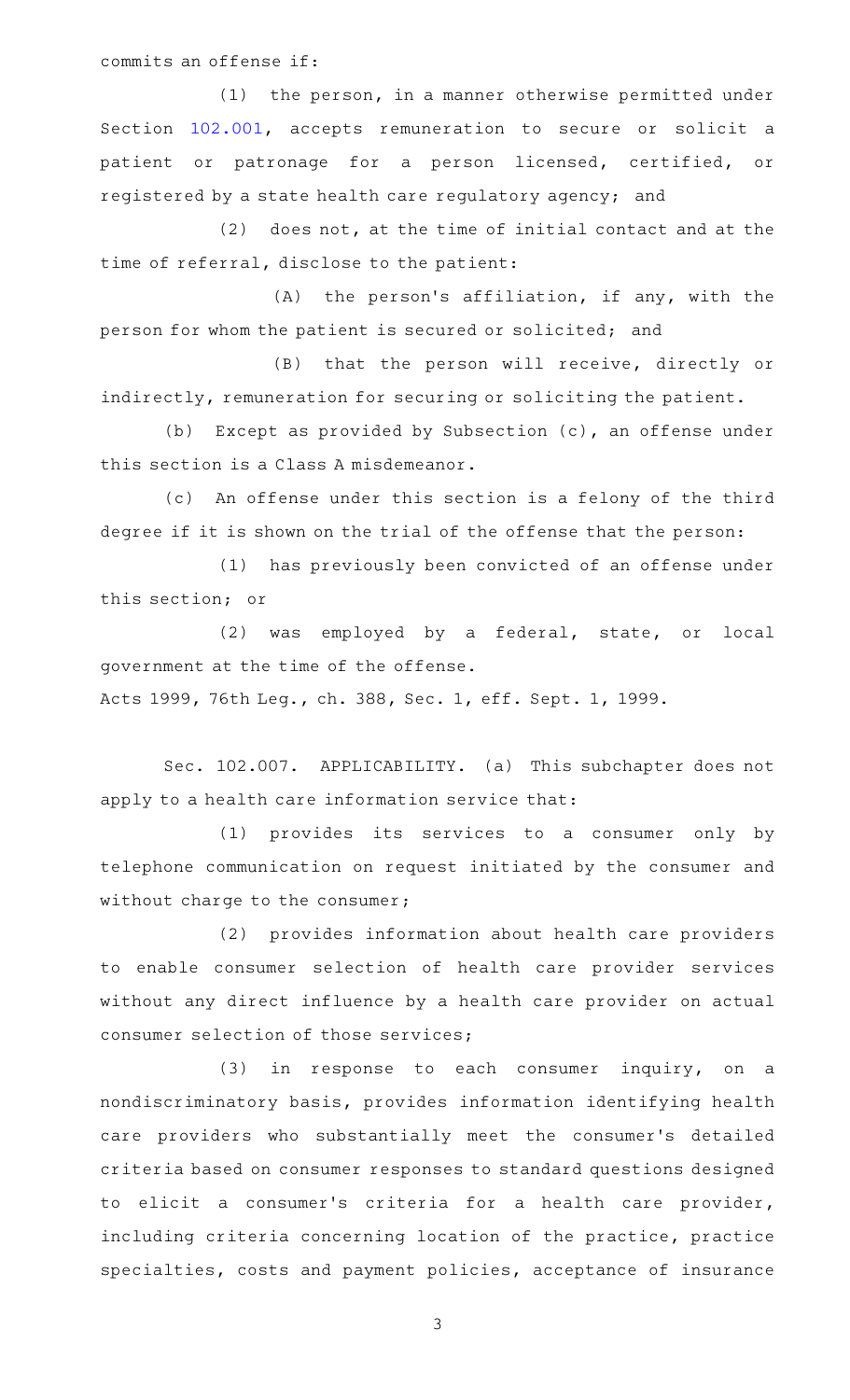commits an offense if:

(1) the person, in a manner otherwise permitted under Section 102.001, accepts remuneration to secure or solicit a patient or patronage for a person licensed, certified, or registered by a state health care regulatory agency; and

(2) does not, at the time of initial contact and at the time of referral, disclose to the patient:

(A) the person's affiliation, if any, with the person for whom the patient is secured or solicited; and

(B) that the person will receive, directly or indirectly, remuneration for securing or soliciting the patient.

(b) Except as provided by Subsection (c), an offense under this section is a Class A misdemeanor.

(c) An offense under this section is a felony of the third degree if it is shown on the trial of the offense that the person:

(1) has previously been convicted of an offense under this section; or

(2) was employed by a federal, state, or local government at the time of the offense.

Acts 1999, 76th Leg., ch. 388, Sec. 1, eff. Sept. 1, 1999.

Sec. 102.007. APPLICABILITY. (a) This subchapter does not apply to a health care information service that:

(1) provides its services to a consumer only by telephone communication on request initiated by the consumer and without charge to the consumer;

(2) provides information about health care providers to enable consumer selection of health care provider services without any direct influence by a health care provider on actual consumer selection of those services;

(3) in response to each consumer inquiry, on a nondiscriminatory basis, provides information identifying health care providers who substantially meet the consumer's detailed criteria based on consumer responses to standard questions designed to elicit a consumer's criteria for a health care provider, including criteria concerning location of the practice, practice specialties, costs and payment policies, acceptance of insurance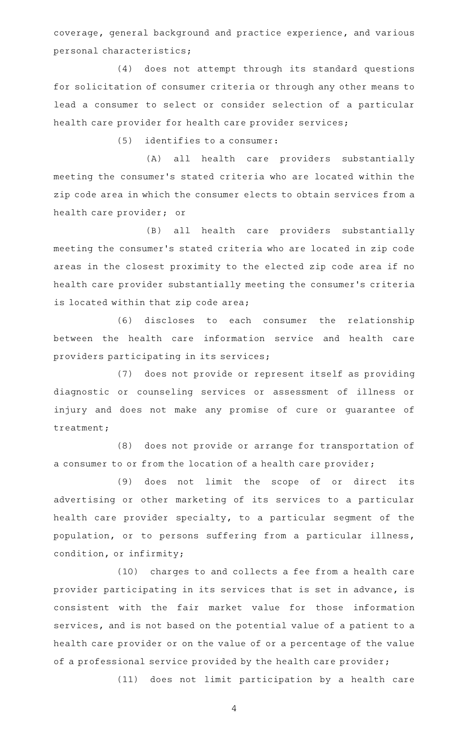coverage, general background and practice experience, and various personal characteristics;

(4) does not attempt through its standard questions for solicitation of consumer criteria or through any other means to lead a consumer to select or consider selection of a particular health care provider for health care provider services;

(5) identifies to a consumer:

(A) all health care providers substantially meeting the consumer's stated criteria who are located within the zip code area in which the consumer elects to obtain services from a health care provider; or

(B) all health care providers substantially meeting the consumer's stated criteria who are located in zip code areas in the closest proximity to the elected zip code area if no health care provider substantially meeting the consumer's criteria is located within that zip code area;

(6) discloses to each consumer the relationship between the health care information service and health care providers participating in its services;

(7) does not provide or represent itself as providing diagnostic or counseling services or assessment of illness or injury and does not make any promise of cure or guarantee of treatment;

(8) does not provide or arrange for transportation of a consumer to or from the location of a health care provider;

(9) does not limit the scope of or direct its advertising or other marketing of its services to a particular health care provider specialty, to a particular segment of the population, or to persons suffering from a particular illness, condition, or infirmity;

(10) charges to and collects a fee from a health care provider participating in its services that is set in advance, is consistent with the fair market value for those information services, and is not based on the potential value of a patient to a health care provider or on the value of or a percentage of the value of a professional service provided by the health care provider;

(11) does not limit participation by a health care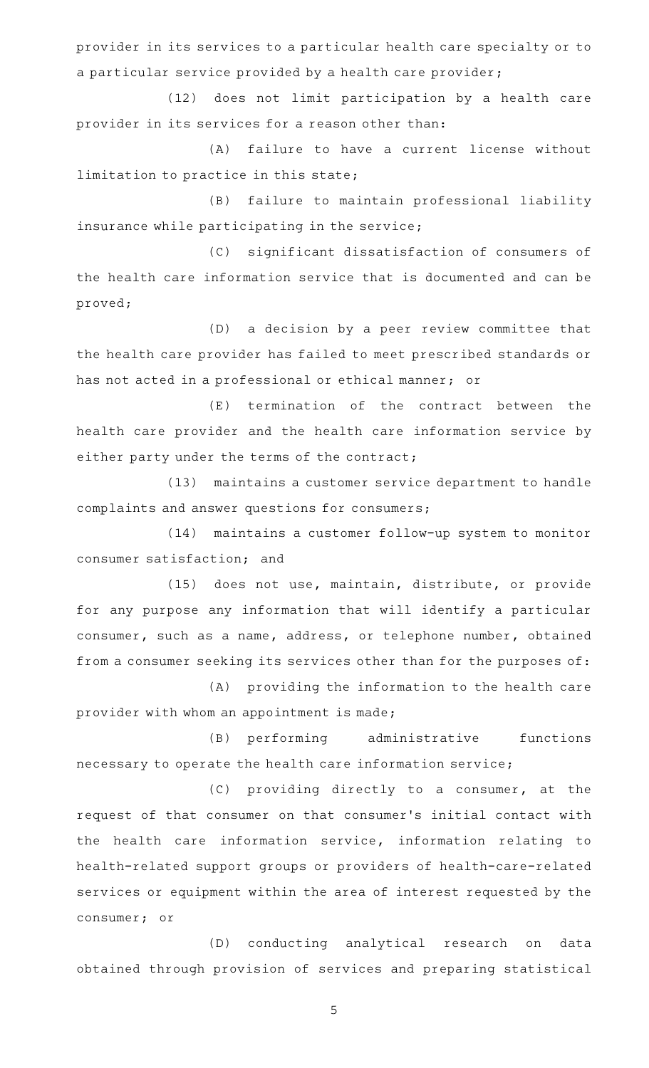provider in its services to a particular health care specialty or to a particular service provided by a health care provider;

(12) does not limit participation by a health care provider in its services for a reason other than:

(A) failure to have a current license without limitation to practice in this state;

(B) failure to maintain professional liability insurance while participating in the service;

(C) significant dissatisfaction of consumers of the health care information service that is documented and can be proved;

(D) a decision by a peer review committee that the health care provider has failed to meet prescribed standards or has not acted in a professional or ethical manner; or

(E) termination of the contract between the health care provider and the health care information service by either party under the terms of the contract;

(13) maintains a customer service department to handle complaints and answer questions for consumers;

(14) maintains a customer follow-up system to monitor consumer satisfaction; and

(15) does not use, maintain, distribute, or provide for any purpose any information that will identify a particular consumer, such as a name, address, or telephone number, obtained from a consumer seeking its services other than for the purposes of:

(A) providing the information to the health care provider with whom an appointment is made;

(B) performing administrative functions necessary to operate the health care information service;

(C) providing directly to a consumer, at the request of that consumer on that consumer's initial contact with the health care information service, information relating to health-related support groups or providers of health-care-related services or equipment within the area of interest requested by the consumer; or

(D) conducting analytical research on data obtained through provision of services and preparing statistical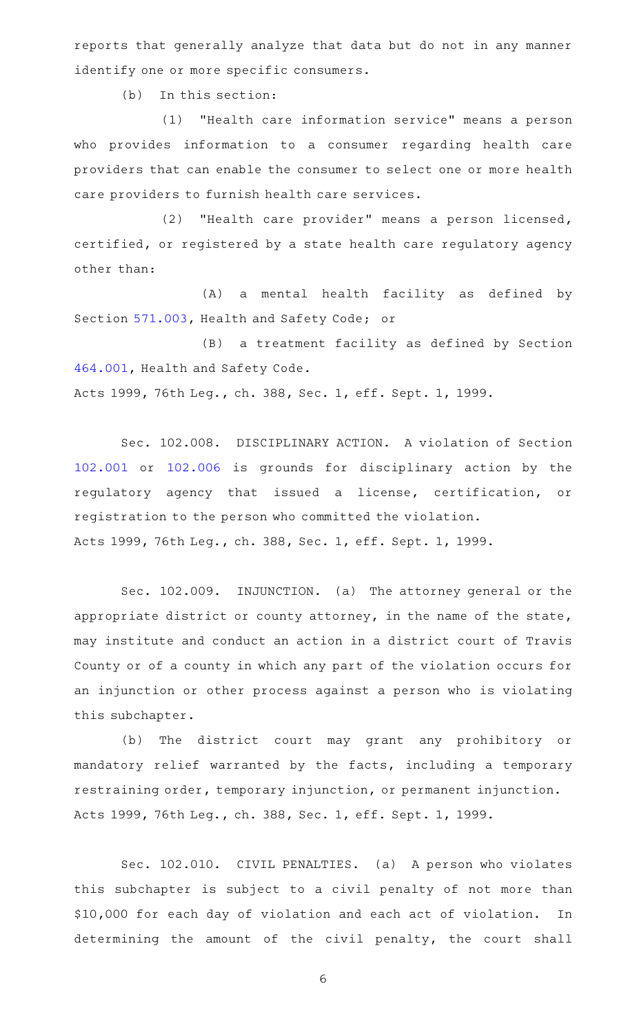reports that generally analyze that data but do not in any manner identify one or more specific consumers.

(b) In this section:

(1) "Health care information service" means a person who provides information to a consumer regarding health care providers that can enable the consumer to select one or more health care providers to furnish health care services.

(2) "Health care provider" means a person licensed, certified, or registered by a state health care regulatory agency other than:

(A) a mental health facility as defined by Section 571.003, Health and Safety Code; or

(B) a treatment facility as defined by Section 464.001, Health and Safety Code.

Acts 1999, 76th Leg., ch. 388, Sec. 1, eff. Sept. 1, 1999.

Sec. 102.008. DISCIPLINARY ACTION. A violation of Section 102.001 or 102.006 is grounds for disciplinary action by the regulatory agency that issued a license, certification, or registration to the person who committed the violation.

Acts 1999, 76th Leg., ch. 388, Sec. 1, eff. Sept. 1, 1999.

Sec. 102.009. INJUNCTION. (a) The attorney general or the appropriate district or county attorney, in the name of the state, may institute and conduct an action in a district court of Travis County or of a county in which any part of the violation occurs for an injunction or other process against a person who is violating this subchapter.

(b) The district court may grant any prohibitory or mandatory relief warranted by the facts, including a temporary restraining order, temporary injunction, or permanent injunction.

Acts 1999, 76th Leg., ch. 388, Sec. 1, eff. Sept. 1, 1999.

Sec. 102.010. CIVIL PENALTIES. (a) A person who violates this subchapter is subject to a civil penalty of not more than $10,000 for each day of violation and each act of violation. In determining the amount of the civil penalty, the court shall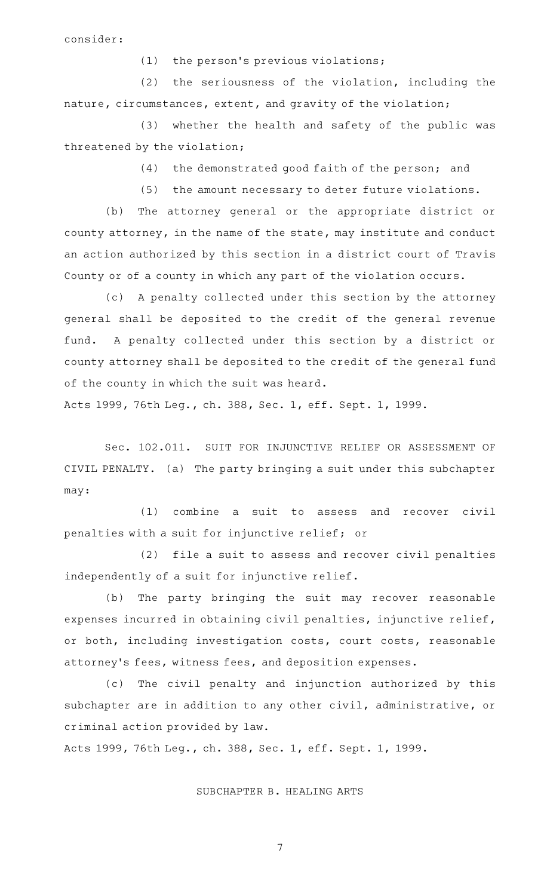consider:

(1) the person's previous violations;

(2) the seriousness of the violation, including the nature, circumstances, extent, and gravity of the violation;

(3) whether the health and safety of the public was threatened by the violation;

(4) the demonstrated good faith of the person; and

(5) the amount necessary to deter future violations.

(b) The attorney general or the appropriate district or county attorney, in the name of the state, may institute and conduct an action authorized by this section in a district court of Travis County or of a county in which any part of the violation occurs.

(c) A penalty collected under this section by the attorney general shall be deposited to the credit of the general revenue fund. A penalty collected under this section by a district or county attorney shall be deposited to the credit of the general fund of the county in which the suit was heard.

Acts 1999, 76th Leg., ch. 388, Sec. 1, eff. Sept. 1, 1999.

Sec. 102.011. SUIT FOR INJUNCTIVE RELIEF OR ASSESSMENT OF CIVIL PENALTY. (a) The party bringing a suit under this subchapter may:

(1) combine a suit to assess and recover civil penalties with a suit for injunctive relief; or

(2) file a suit to assess and recover civil penalties independently of a suit for injunctive relief.

(b) The party bringing the suit may recover reasonable expenses incurred in obtaining civil penalties, injunctive relief, or both, including investigation costs, court costs, reasonable attorney's fees, witness fees, and deposition expenses.

(c) The civil penalty and injunction authorized by this subchapter are in addition to any other civil, administrative, or criminal action provided by law.

Acts 1999, 76th Leg., ch. 388, Sec. 1, eff. Sept. 1, 1999.

SUBCHAPTER B. HEALING ARTS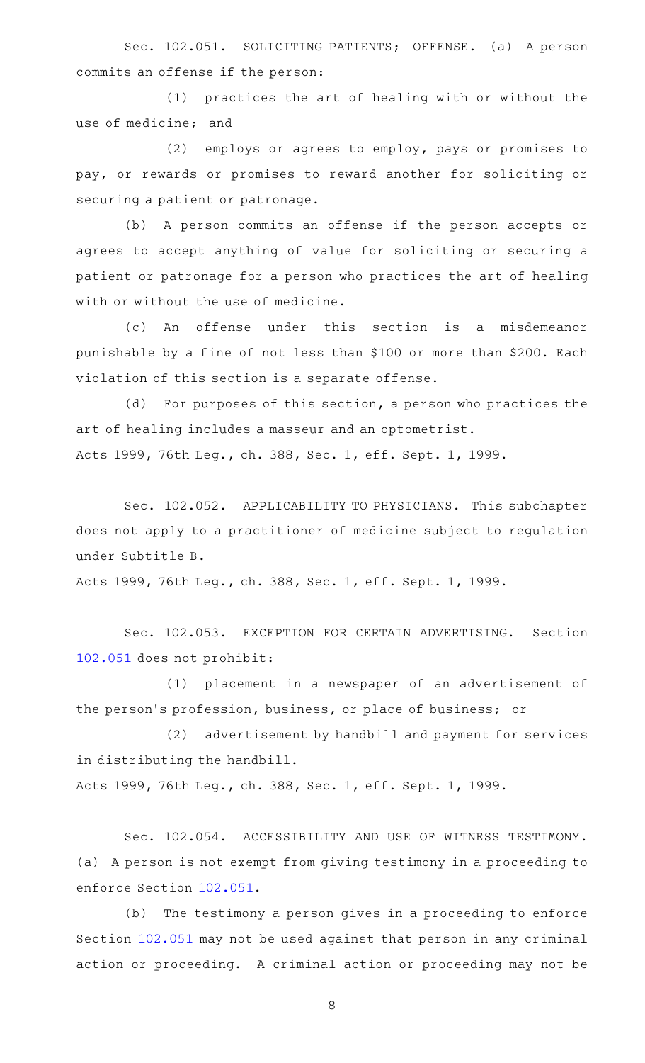Sec. 102.051. SOLICITING PATIENTS; OFFENSE. (a) A person commits an offense if the person:

(1) practices the art of healing with or without the use of medicine; and

(2) employs or agrees to employ, pays or promises to pay, or rewards or promises to reward another for soliciting or securing a patient or patronage.

(b) A person commits an offense if the person accepts or agrees to accept anything of value for soliciting or securing a patient or patronage for a person who practices the art of healing with or without the use of medicine.

(c) An offense under this section is a misdemeanor punishable by a fine of not less than $100 or more than $200. Each violation of this section is a separate offense.

(d) For purposes of this section, a person who practices the art of healing includes a masseur and an optometrist.

Acts 1999, 76th Leg., ch. 388, Sec. 1, eff. Sept. 1, 1999.

Sec. 102.052. APPLICABILITY TO PHYSICIANS. This subchapter does not apply to a practitioner of medicine subject to regulation under Subtitle B.

Acts 1999, 76th Leg., ch. 388, Sec. 1, eff. Sept. 1, 1999.

Sec. 102.053. EXCEPTION FOR CERTAIN ADVERTISING. Section 102.051 does not prohibit:

(1) placement in a newspaper of an advertisement of the person's profession, business, or place of business; or

(2) advertisement by handbill and payment for services in distributing the handbill.

Acts 1999, 76th Leg., ch. 388, Sec. 1, eff. Sept. 1, 1999.

Sec. 102.054. ACCESSIBILITY AND USE OF WITNESS TESTIMONY. (a) A person is not exempt from giving testimony in a proceeding to enforce Section 102.051.

(b) The testimony a person gives in a proceeding to enforce Section 102.051 may not be used against that person in any criminal action or proceeding. A criminal action or proceeding may not be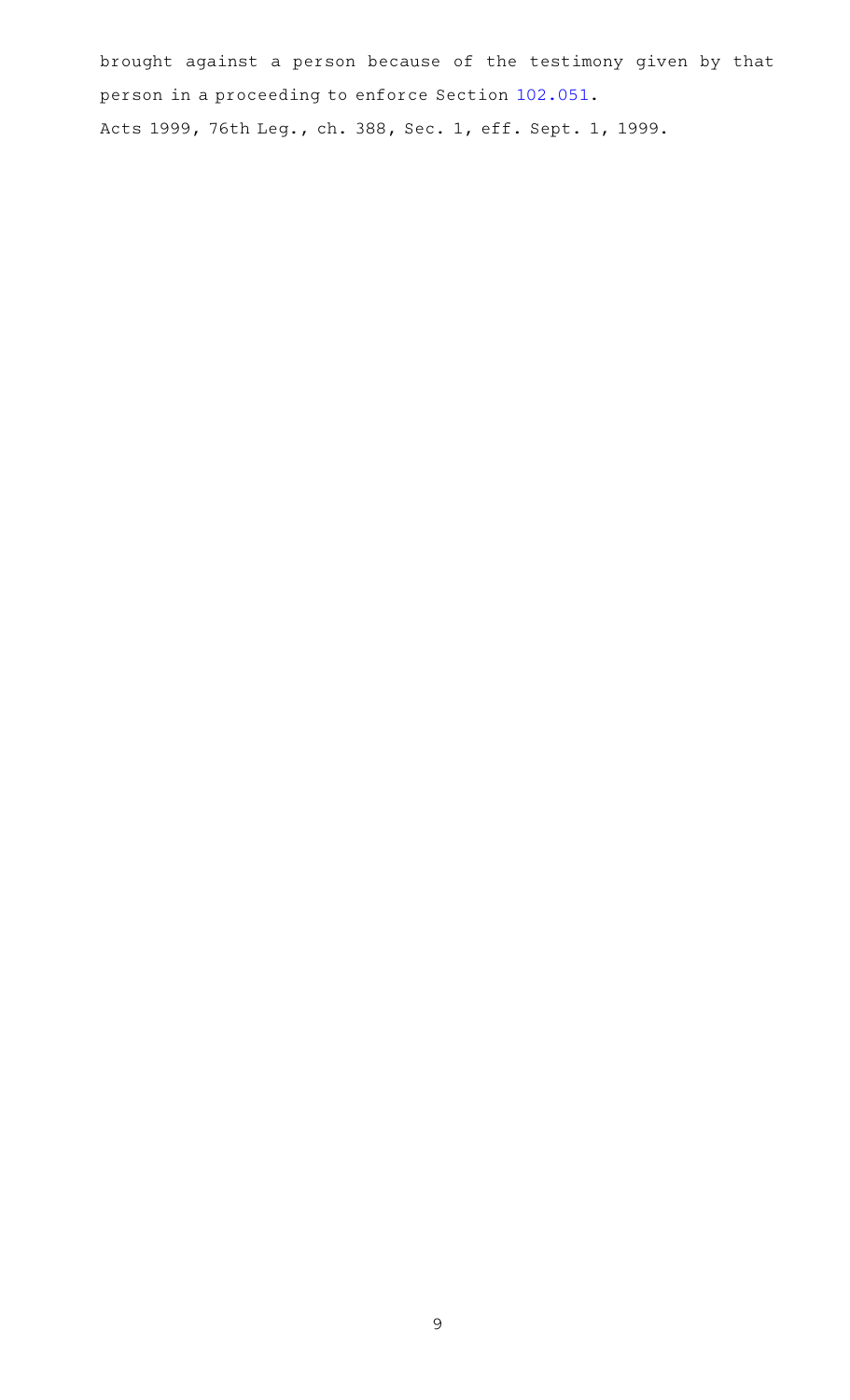brought against a person because of the testimony given by that person in a proceeding to enforce Section 102.051.

Acts 1999, 76th Leg., ch. 388, Sec. 1, eff. Sept. 1, 1999.